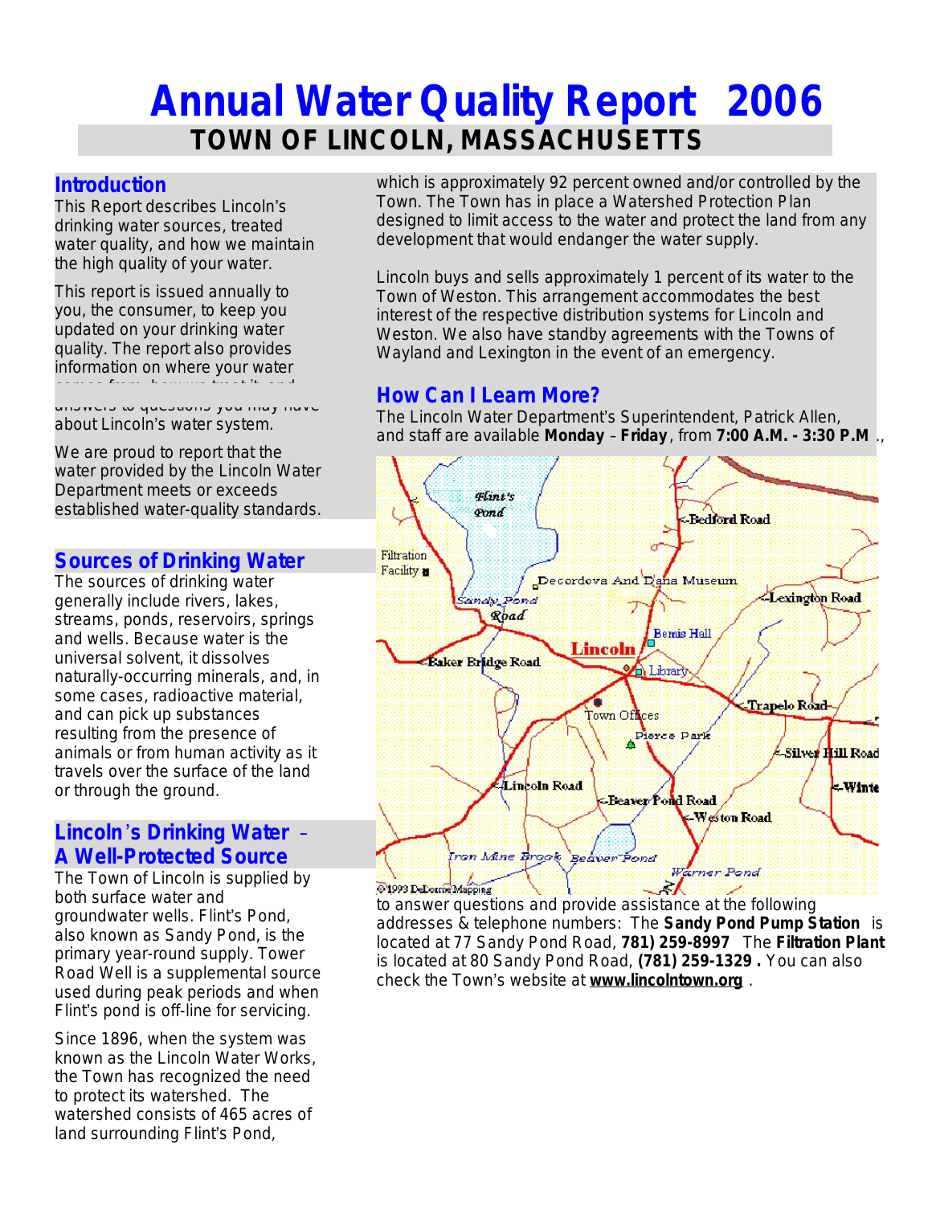# Annual Water Quality Report 2006

## TOWN OF LINCOLN, MASSACHUSETTS

## Introduction

This Report describes Lincoln's drinking water sources, treated water quality, and how we maintain the high quality of your water.

This report is issued annually to you, the consumer, to keep you updated on your drinking water quality. The report also provides information on where your water comes from, how we treat it and answers to questions you may have about Lincoln's water system.

We are proud to report that the water provided by the Lincoln Water Department meets or exceeds established water-quality standards.

## Sources of Drinking Water

The sources of drinking water generally include rivers, lakes, streams, ponds, reservoirs, springs and wells. Because water is the universal solvent, it dissolves naturally-occurring minerals, and, in some cases, radioactive material, and can pick up substances resulting from the presence of animals or from human activity as it travels over the surface of the land or through the ground.

## Lincoln's Drinking Water – A Well-Protected Source

The Town of Lincoln is supplied by both surface water and groundwater wells. Flint's Pond, also known as Sandy Pond, is the primary year-round supply. Tower Road Well is a supplemental source used during peak periods and when Flint's pond is off-line for servicing.

Since 1896, when the system was known as the Lincoln Water Works, the Town has recognized the need to protect its watershed. The watershed consists of 465 acres of land surrounding Flint's Pond, which is approximately 92 percent owned and/or controlled by the Town. The Town has in place a Watershed Protection Plan designed to limit access to the water and protect the land from any development that would endanger the water supply.

Lincoln buys and sells approximately 1 percent of its water to the Town of Weston. This arrangement accommodates the best interest of the respective distribution systems for Lincoln and Weston. We also have standby agreements with the Towns of Wayland and Lexington in the event of an emergency.

## How Can I Learn More?

The Lincoln Water Department's Superintendent, Patrick Allen, and staff are available **Monday** – **Friday**, from **7:00 A.M. - 3:30 P.M.**, to answer questions and provide assistance at the following addresses & telephone numbers: The **Sandy Pond Pump Station** is located at 77 Sandy Pond Road, **781) 259-8997** The **Filtration Plant** is located at 80 Sandy Pond Road, **(781) 259-1329 .** You can also check the Town's website at **www.lincolntown.org** .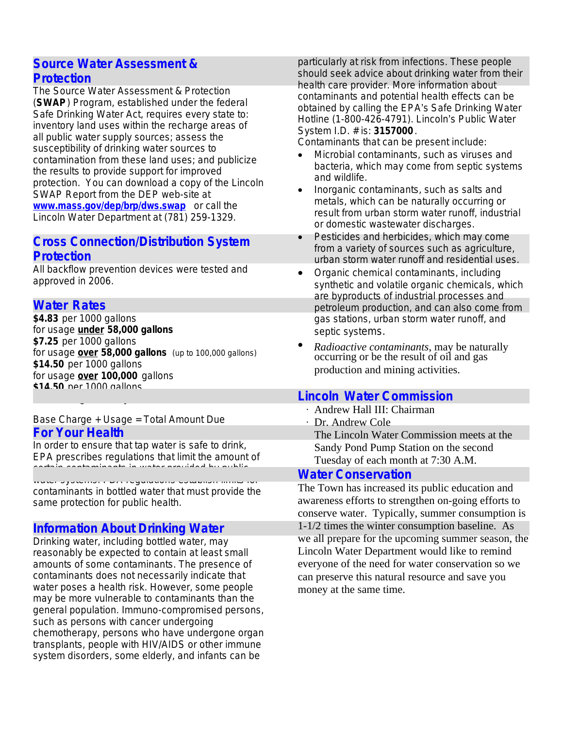## Source Water Assessment & Protection

The Source Water Assessment & Protection (**SWAP**) Program, established under the federal Safe Drinking Water Act, requires every state to: inventory land uses within the recharge areas of all public water supply sources; assess the susceptibility of drinking water sources to contamination from these land uses; and publicize the results to provide support for improved protection. You can download a copy of the Lincoln SWAP Report from the DEP web-site at **www.mass.gov/dep/brp/dws.swap** or call the Lincoln Water Department at (781) 259-1329.

## Cross Connection/Distribution System Protection

All backflow prevention devices were tested and approved in 2006.

## Water Rates

**$4.83** per 1000 gallons
for usage **under 58,000 gallons**
**$7.25** per 1000 gallons
for usage **over 58,000 gallons** (up to 100,000 gallons)
**$14.50** per 1000 gallons
for usage **over 100,000** gallons
**$14.50** per 1000 gallons

Base Charge + Usage = Total Amount Due

## For Your Health

In order to ensure that tap water is safe to drink, EPA prescribes regulations that limit the amount of certain contaminants in water provided by public water systems. FDA regulations establish limits for contaminants in bottled water that must provide the same protection for public health.

## Information About Drinking Water

Drinking water, including bottled water, may reasonably be expected to contain at least small amounts of some contaminants. The presence of contaminants does not necessarily indicate that water poses a health risk. However, some people may be more vulnerable to contaminants than the general population. Immuno-compromised persons, such as persons with cancer undergoing chemotherapy, persons who have undergone organ transplants, people with HIV/AIDS or other immune system disorders, some elderly, and infants can be particularly at risk from infections. These people should seek advice about drinking water from their health care provider. More information about contaminants and potential health effects can be obtained by calling the EPA's Safe Drinking Water Hotline (1-800-426-4791). Lincoln's Public Water System I.D. # is: **3157000**.

Contaminants that can be present include:

- Microbial contaminants, such as viruses and bacteria, which may come from septic systems and wildlife.
- Inorganic contaminants, such as salts and metals, which can be naturally occurring or result from urban storm water runoff, industrial or domestic wastewater discharges.
- Pesticides and herbicides, which may come from a variety of sources such as agriculture, urban storm water runoff and residential uses.
- Organic chemical contaminants, including synthetic and volatile organic chemicals, which are byproducts of industrial processes and petroleum production, and can also come from gas stations, urban storm water runoff, and septic systems.
- *Radioactive contaminants*, may be naturally occurring or be the result of oil and gas production and mining activities.

## Lincoln Water Commission

- Andrew Hall III: Chairman
- Dr. Andrew Cole

The Lincoln Water Commission meets at the Sandy Pond Pump Station on the second Tuesday of each month at 7:30 A.M.

## Water Conservation

The Town has increased its public education and awareness efforts to strengthen on-going efforts to conserve water. Typically, summer consumption is 1-1/2 times the winter consumption baseline. As we all prepare for the upcoming summer season, the Lincoln Water Department would like to remind everyone of the need for water conservation so we can preserve this natural resource and save you money at the same time.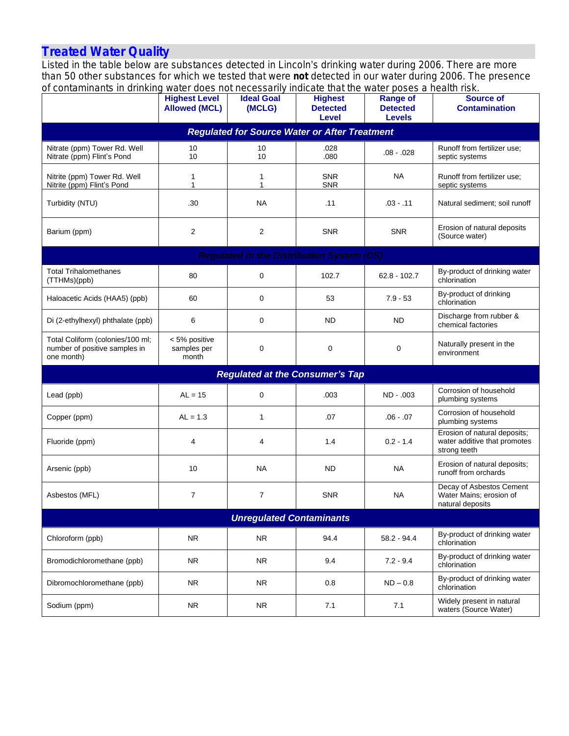## Treated Water Quality

Listed in the table below are substances detected in Lincoln's drinking water during 2006. There are more than 50 other substances for which we tested that were **not** detected in our water during 2006. The presence of contaminants in drinking water does not necessarily indicate that the water poses a health risk.

| | Highest Level Allowed (MCL) | Ideal Goal (MCLG) | Highest Detected Level | Range of Detected Levels | Source of Contamination |
|---|---|---|---|---|---|
| ***Regulated for Source Water or After Treatment*** | | | | | |
| Nitrate (ppm) Tower Rd. Well<br>Nitrate (ppm) Flint's Pond | 10<br>10 | 10<br>10 | .028<br>.080 | .08 - .028 | Runoff from fertilizer use; septic systems |
| Nitrite (ppm) Tower Rd. Well<br>Nitrite (ppm) Flint's Pond | 1<br>1 | 1<br>1 | SNR<br>SNR | NA | Runoff from fertilizer use; septic systems |
| Turbidity (NTU) | .30 | NA | .11 | .03 - .11 | Natural sediment; soil runoff |
| Barium (ppm) | 2 | 2 | SNR | SNR | Erosion of natural deposits (Source water) |
| ***Regulated in the Distribution System (DS)*** | | | | | |
| Total Trihalomethanes (TTHMs)(ppb) | 80 | 0 | 102.7 | 62.8 - 102.7 | By-product of drinking water chlorination |
| Haloacetic Acids (HAA5) (ppb) | 60 | 0 | 53 | 7.9 - 53 | By-product of drinking chlorination |
| Di (2-ethylhexyl) phthalate (ppb) | 6 | 0 | ND | ND | Discharge from rubber & chemical factories |
| Total Coliform (colonies/100 ml; number of positive samples in one month) | < 5% positive samples per month | 0 | 0 | 0 | Naturally present in the environment |
| ***Regulated at the Consumer's Tap*** | | | | | |
| Lead (ppb) | AL = 15 | 0 | .003 | ND - .003 | Corrosion of household plumbing systems |
| Copper (ppm) | AL = 1.3 | 1 | .07 | .06 - .07 | Corrosion of household plumbing systems |
| Fluoride (ppm) | 4 | 4 | 1.4 | 0.2 - 1.4 | Erosion of natural deposits; water additive that promotes strong teeth |
| Arsenic (ppb) | 10 | NA | ND | NA | Erosion of natural deposits; runoff from orchards |
| Asbestos (MFL) | 7 | 7 | SNR | NA | Decay of Asbestos Cement Water Mains; erosion of natural deposits |
| ***Unregulated Contaminants*** | | | | | |
| Chloroform (ppb) | NR | NR | 94.4 | 58.2 - 94.4 | By-product of drinking water chlorination |
| Bromodichloromethane (ppb) | NR | NR | 9.4 | 7.2 - 9.4 | By-product of drinking water chlorination |
| Dibromochloromethane (ppb) | NR | NR | 0.8 | ND – 0.8 | By-product of drinking water chlorination |
| Sodium (ppm) | NR | NR | 7.1 | 7.1 | Widely present in natural waters (Source Water) |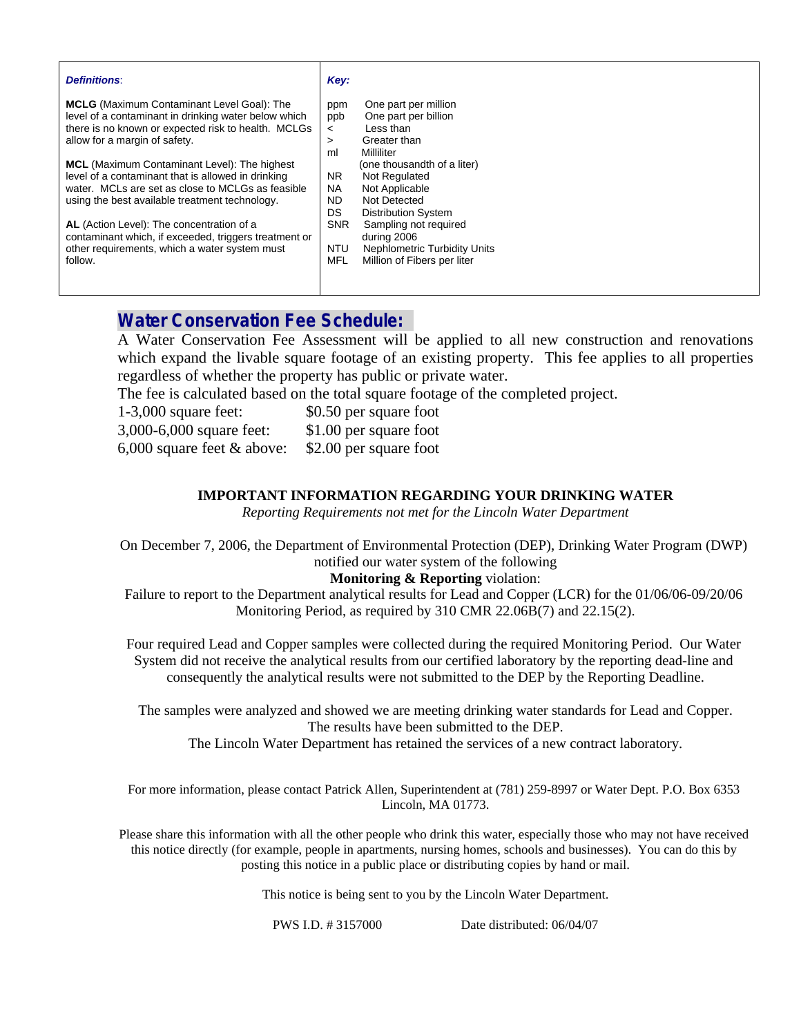| *Definitions*: | *Key:* |
| --- | --- |
| **MCLG** (Maximum Contaminant Level Goal): The level of a contaminant in drinking water below which there is no known or expected risk to health. MCLGs allow for a margin of safety.<br><br>**MCL** (Maximum Contaminant Level): The highest level of a contaminant that is allowed in drinking water. MCLs are set as close to MCLGs as feasible using the best available treatment technology.<br><br>**AL** (Action Level): The concentration of a contaminant which, if exceeded, triggers treatment or other requirements, which a water system must follow. | ppm One part per million<br>ppb One part per billion<br>< Less than<br>> Greater than<br>ml Milliliter (one thousandth of a liter)<br>NR Not Regulated<br>NA Not Applicable<br>ND Not Detected<br>DS Distribution System<br>SNR Sampling not required during 2006<br>NTU Nephlometric Turbidity Units<br>MFL Million of Fibers per liter |

## Water Conservation Fee Schedule:

A Water Conservation Fee Assessment will be applied to all new construction and renovations which expand the livable square footage of an existing property. This fee applies to all properties regardless of whether the property has public or private water.

The fee is calculated based on the total square footage of the completed project.

| | |
| --- | --- |
| 1-3,000 square feet: | $0.50 per square foot |
| 3,000-6,000 square feet: | $1.00 per square foot |
| 6,000 square feet & above: | $2.00 per square foot |

### IMPORTANT INFORMATION REGARDING YOUR DRINKING WATER

*Reporting Requirements not met for the Lincoln Water Department*

On December 7, 2006, the Department of Environmental Protection (DEP), Drinking Water Program (DWP) notified our water system of the following **Monitoring & Reporting** violation:

Failure to report to the Department analytical results for Lead and Copper (LCR) for the 01/06/06-09/20/06 Monitoring Period, as required by 310 CMR 22.06B(7) and 22.15(2).

Four required Lead and Copper samples were collected during the required Monitoring Period. Our Water System did not receive the analytical results from our certified laboratory by the reporting dead-line and consequently the analytical results were not submitted to the DEP by the Reporting Deadline.

The samples were analyzed and showed we are meeting drinking water standards for Lead and Copper. The results have been submitted to the DEP.

The Lincoln Water Department has retained the services of a new contract laboratory.

For more information, please contact Patrick Allen, Superintendent at (781) 259-8997 or Water Dept. P.O. Box 6353 Lincoln, MA 01773.

Please share this information with all the other people who drink this water, especially those who may not have received this notice directly (for example, people in apartments, nursing homes, schools and businesses). You can do this by posting this notice in a public place or distributing copies by hand or mail.

This notice is being sent to you by the Lincoln Water Department.

PWS I.D. # 3157000 Date distributed: 06/04/07